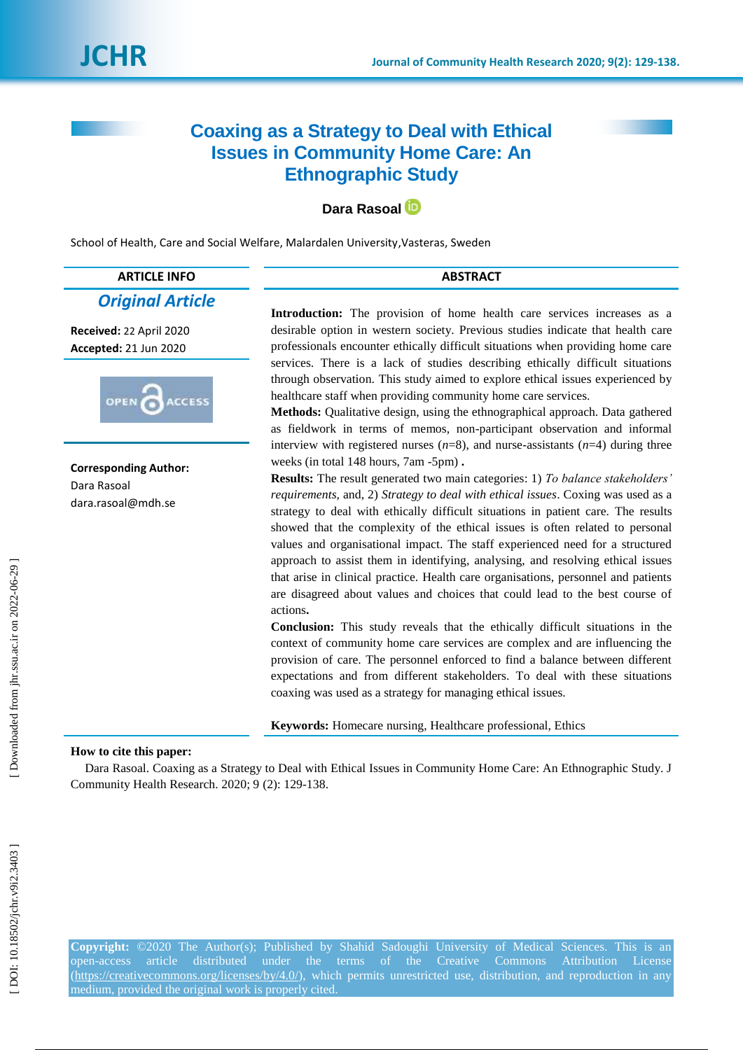# Coaxing as a Strategy to Deal with Ethical Issues in Community Home Care: An Ethnographic Study

**Dara Rasoal**

School of Health, Care and Social Welfare, Malardalen University,Vasteras, Sweden

**ARTICLE INFO**

***Original Article***

**Received:** 22 April 2020
**Accepted:** 21 Jun 2020

**Corresponding Author:**
Dara Rasoal
dara.rasoal@mdh.se

## ABSTRACT

**Introduction:** The provision of home health care services increases as a desirable option in western society. Previous studies indicate that health care professionals encounter ethically difficult situations when providing home care services. There is a lack of studies describing ethically difficult situations through observation. This study aimed to explore ethical issues experienced by healthcare staff when providing community home care services.

**Methods:** Qualitative design, using the ethnographical approach. Data gathered as fieldwork in terms of memos, non-participant observation and informal interview with registered nurses ($n$=8), and nurse-assistants ($n$=4) during three weeks (in total 148 hours, 7am -5pm) **.**

**Results:** The result generated two main categories: 1) *To balance stakeholders' requirements,* and, 2) *Strategy to deal with ethical issues*. Coxing was used as a strategy to deal with ethically difficult situations in patient care. The results showed that the complexity of the ethical issues is often related to personal values and organisational impact. The staff experienced need for a structured approach to assist them in identifying, analysing, and resolving ethical issues that arise in clinical practice. Health care organisations, personnel and patients are disagreed about values and choices that could lead to the best course of actions**.**

**Conclusion:** This study reveals that the ethically difficult situations in the context of community home care services are complex and are influencing the provision of care. The personnel enforced to find a balance between different expectations and from different stakeholders. To deal with these situations coaxing was used as a strategy for managing ethical issues.

**Keywords:** Homecare nursing, Healthcare professional, Ethics

**How to cite this paper:**

Dara Rasoal. Coaxing as a Strategy to Deal with Ethical Issues in Community Home Care: An Ethnographic Study. J Community Health Research. 2020; 9 (2): 129-138.

**Copyright:** ©2020 The Author(s); Published by Shahid Sadoughi University of Medical Sciences. This is an open-access article distributed under the terms of the Creative Commons Attribution License (https://creativecommons.org/licenses/by/4.0/), which permits unrestricted use, distribution, and reproduction in any medium, provided the original work is properly cited.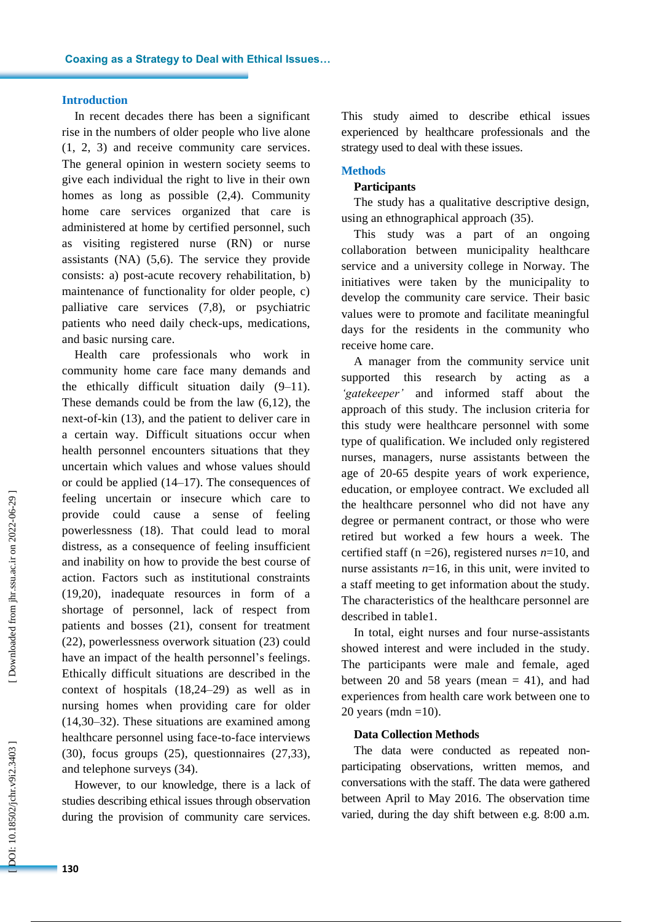## Introduction

In recent decades there has been a significant rise in the numbers of older people who live alone (1, 2, 3) and receive community care services. The general opinion in western society seems to give each individual the right to live in their own homes as long as possible (2,4). Community home care services organized that care is administered at home by certified personnel, such as visiting registered nurse (RN) or nurse assistants (NA) (5,6). The service they provide consists: a) post-acute recovery rehabilitation, b) maintenance of functionality for older people, c) palliative care services (7,8), or psychiatric patients who need daily check-ups, medications, and basic nursing care.

Health care professionals who work in community home care face many demands and the ethically difficult situation daily (9–11). These demands could be from the law (6,12), the next-of-kin (13), and the patient to deliver care in a certain way. Difficult situations occur when health personnel encounters situations that they uncertain which values and whose values should or could be applied (14–17). The consequences of feeling uncertain or insecure which care to provide could cause a sense of feeling powerlessness (18). That could lead to moral distress, as a consequence of feeling insufficient and inability on how to provide the best course of action. Factors such as institutional constraints (19,20), inadequate resources in form of a shortage of personnel, lack of respect from patients and bosses (21), consent for treatment (22), powerlessness overwork situation (23) could have an impact of the health personnel's feelings. Ethically difficult situations are described in the context of hospitals (18,24–29) as well as in nursing homes when providing care for older (14,30–32). These situations are examined among healthcare personnel using face-to-face interviews (30), focus groups (25), questionnaires (27,33), and telephone surveys (34).

However, to our knowledge, there is a lack of studies describing ethical issues through observation during the provision of community care services. This study aimed to describe ethical issues experienced by healthcare professionals and the strategy used to deal with these issues.

## Methods

### Participants

The study has a qualitative descriptive design, using an ethnographical approach (35).

This study was a part of an ongoing collaboration between municipality healthcare service and a university college in Norway. The initiatives were taken by the municipality to develop the community care service. Their basic values were to promote and facilitate meaningful days for the residents in the community who receive home care.

A manager from the community service unit supported this research by acting as a *'gatekeeper'* and informed staff about the approach of this study. The inclusion criteria for this study were healthcare personnel with some type of qualification. We included only registered nurses, managers, nurse assistants between the age of 20-65 despite years of work experience, education, or employee contract. We excluded all the healthcare personnel who did not have any degree or permanent contract, or those who were retired but worked a few hours a week. The certified staff (n =26), registered nurses $n$=10, and nurse assistants $n$=16, in this unit, were invited to a staff meeting to get information about the study. The characteristics of the healthcare personnel are described in table1.

In total, eight nurses and four nurse-assistants showed interest and were included in the study. The participants were male and female, aged between 20 and 58 years (mean = 41), and had experiences from health care work between one to 20 years (mdn =10).

### Data Collection Methods

The data were conducted as repeated non-participating observations, written memos, and conversations with the staff. The data were gathered between April to May 2016. The observation time varied, during the day shift between e.g. 8:00 a.m.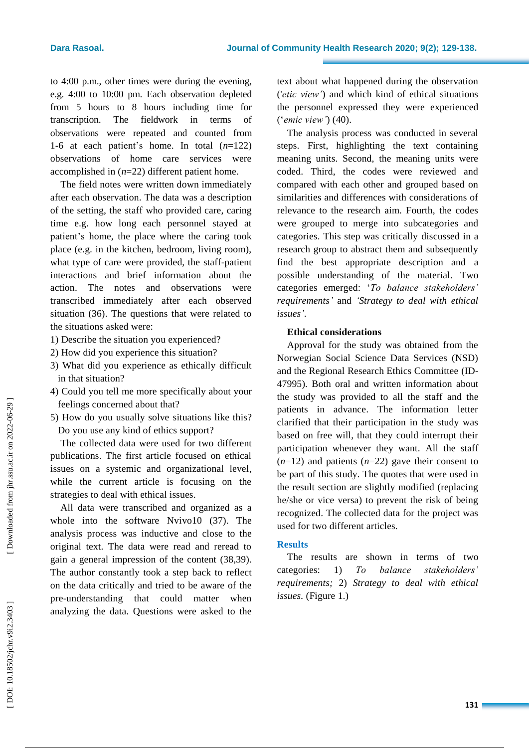to 4:00 p.m., other times were during the evening, e.g. 4:00 to 10:00 pm. Each observation depleted from 5 hours to 8 hours including time for transcription. The fieldwork in terms of observations were repeated and counted from 1-6 at each patient's home. In total (*n*=122) observations of home care services were accomplished in (*n*=22) different patient home.

The field notes were written down immediately after each observation. The data was a description of the setting, the staff who provided care, caring time e.g. how long each personnel stayed at patient's home, the place where the caring took place (e.g. in the kitchen, bedroom, living room), what type of care were provided, the staff-patient interactions and brief information about the action. The notes and observations were transcribed immediately after each observed situation (36). The questions that were related to the situations asked were:

1) Describe the situation you experienced?
2) How did you experience this situation?
3) What did you experience as ethically difficult in that situation?
4) Could you tell me more specifically about your feelings concerned about that?
5) How do you usually solve situations like this? Do you use any kind of ethics support?

The collected data were used for two different publications. The first article focused on ethical issues on a systemic and organizational level, while the current article is focusing on the strategies to deal with ethical issues.

All data were transcribed and organized as a whole into the software Nvivo10 (37). The analysis process was inductive and close to the original text. The data were read and reread to gain a general impression of the content (38,39). The author constantly took a step back to reflect on the data critically and tried to be aware of the pre-understanding that could matter when analyzing the data. Questions were asked to the text about what happened during the observation ('*etic view'*) and which kind of ethical situations the personnel expressed they were experienced ('*emic view'*) (40).

The analysis process was conducted in several steps. First, highlighting the text containing meaning units. Second, the meaning units were coded. Third, the codes were reviewed and compared with each other and grouped based on similarities and differences with considerations of relevance to the research aim. Fourth, the codes were grouped to merge into subcategories and categories. This step was critically discussed in a research group to abstract them and subsequently find the best appropriate description and a possible understanding of the material. Two categories emerged: '*To balance stakeholders' requirements'* and *'Strategy to deal with ethical issues'*.

### Ethical considerations

Approval for the study was obtained from the Norwegian Social Science Data Services (NSD) and the Regional Research Ethics Committee (ID-47995). Both oral and written information about the study was provided to all the staff and the patients in advance. The information letter clarified that their participation in the study was based on free will, that they could interrupt their participation whenever they want. All the staff (*n*=12) and patients (*n*=22) gave their consent to be part of this study. The quotes that were used in the result section are slightly modified (replacing he/she or vice versa) to prevent the risk of being recognized. The collected data for the project was used for two different articles.

## Results

The results are shown in terms of two categories: 1) *To balance stakeholders' requirements;* 2) *Strategy to deal with ethical issues.* (Figure 1.)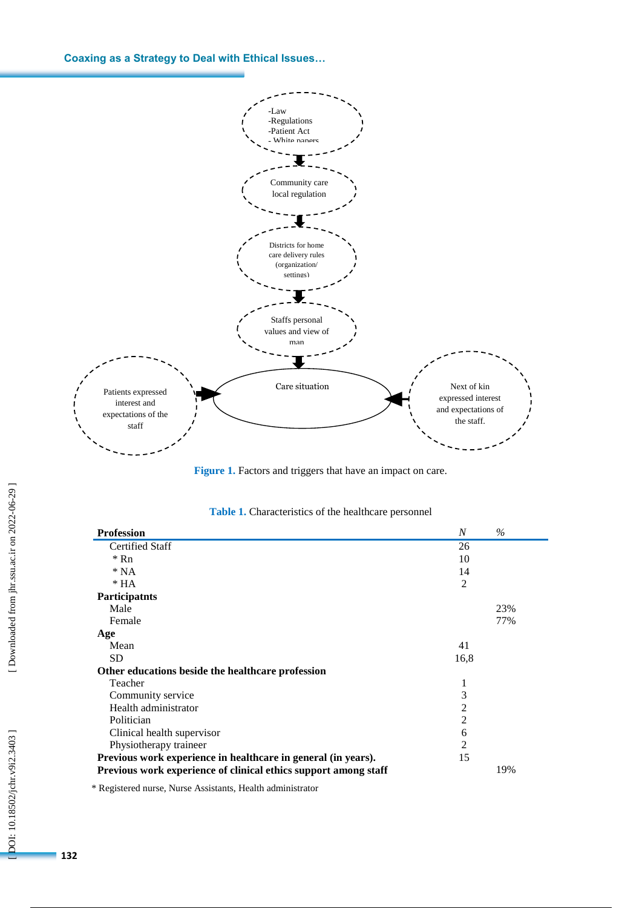Figure 1. Factors and triggers that have an impact on care.

Table 1. Characteristics of the healthcare personnel

| Profession | N | % |
|---|---|---|
| Certified Staff | 26 | |
| * Rn | 10 | |
| * NA | 14 | |
| * HA | 2 | |
| **Participatnts** | | |
| Male | | 23% |
| Female | | 77% |
| **Age** | | |
| Mean | 41 | |
| SD | 16,8 | |
| **Other educations beside the healthcare profession** | | |
| Teacher | 1 | |
| Community service | 3 | |
| Health administrator | 2 | |
| Politician | 2 | |
| Clinical health supervisor | 6 | |
| Physiotherapy traineer | 2 | |
| **Previous work experience in healthcare in general (in years).** | 15 | |
| **Previous work experience of clinical ethics support among staff** | | 19% |

* Registered nurse, Nurse Assistants, Health administrator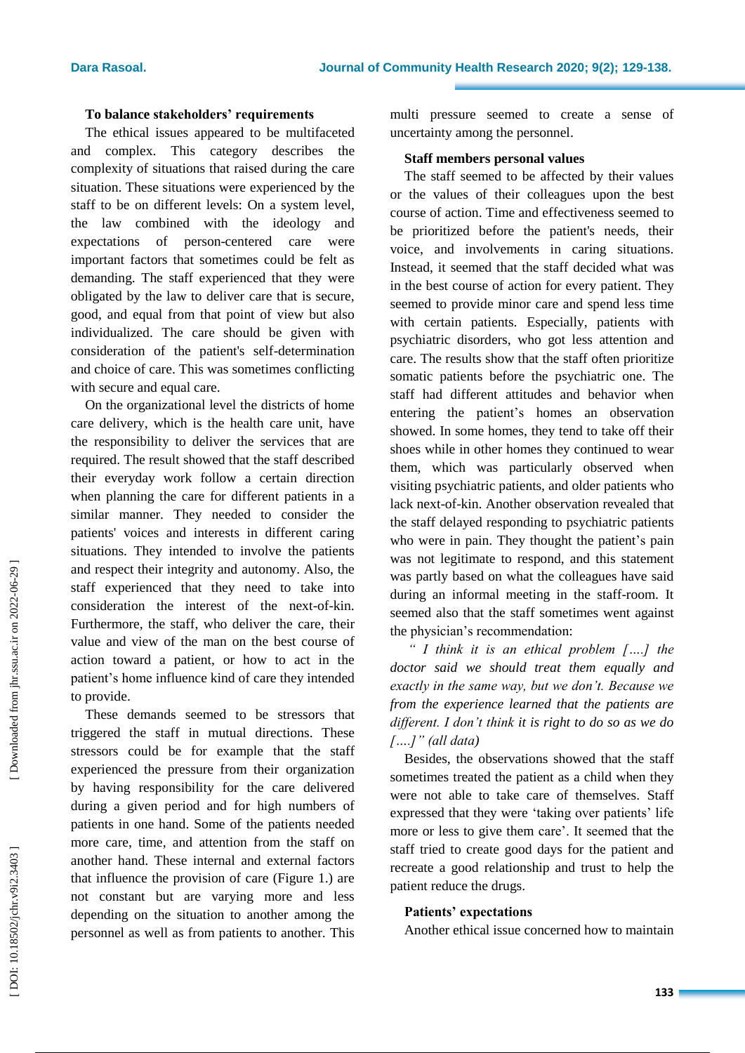### To balance stakeholders' requirements

The ethical issues appeared to be multifaceted and complex. This category describes the complexity of situations that raised during the care situation. These situations were experienced by the staff to be on different levels: On a system level, the law combined with the ideology and expectations of person-centered care were important factors that sometimes could be felt as demanding. The staff experienced that they were obligated by the law to deliver care that is secure, good, and equal from that point of view but also individualized. The care should be given with consideration of the patient's self-determination and choice of care. This was sometimes conflicting with secure and equal care.

On the organizational level the districts of home care delivery, which is the health care unit, have the responsibility to deliver the services that are required. The result showed that the staff described their everyday work follow a certain direction when planning the care for different patients in a similar manner. They needed to consider the patients' voices and interests in different caring situations. They intended to involve the patients and respect their integrity and autonomy. Also, the staff experienced that they need to take into consideration the interest of the next-of-kin. Furthermore, the staff, who deliver the care, their value and view of the man on the best course of action toward a patient, or how to act in the patient's home influence kind of care they intended to provide.

These demands seemed to be stressors that triggered the staff in mutual directions. These stressors could be for example that the staff experienced the pressure from their organization by having responsibility for the care delivered during a given period and for high numbers of patients in one hand. Some of the patients needed more care, time, and attention from the staff on another hand. These internal and external factors that influence the provision of care (Figure 1.) are not constant but are varying more and less depending on the situation to another among the personnel as well as from patients to another. This multi pressure seemed to create a sense of uncertainty among the personnel.

### Staff members personal values

The staff seemed to be affected by their values or the values of their colleagues upon the best course of action. Time and effectiveness seemed to be prioritized before the patient's needs, their voice, and involvements in caring situations. Instead, it seemed that the staff decided what was in the best course of action for every patient. They seemed to provide minor care and spend less time with certain patients. Especially, patients with psychiatric disorders, who got less attention and care. The results show that the staff often prioritize somatic patients before the psychiatric one. The staff had different attitudes and behavior when entering the patient's homes an observation showed. In some homes, they tend to take off their shoes while in other homes they continued to wear them, which was particularly observed when visiting psychiatric patients, and older patients who lack next-of-kin. Another observation revealed that the staff delayed responding to psychiatric patients who were in pain. They thought the patient's pain was not legitimate to respond, and this statement was partly based on what the colleagues have said during an informal meeting in the staff-room. It seemed also that the staff sometimes went against the physician's recommendation:

*" I think it is an ethical problem [….] the doctor said we should treat them equally and exactly in the same way, but we don't. Because we from the experience learned that the patients are different. I don't think it is right to do so as we do [….]" (all data)*

Besides, the observations showed that the staff sometimes treated the patient as a child when they were not able to take care of themselves. Staff expressed that they were 'taking over patients' life more or less to give them care'. It seemed that the staff tried to create good days for the patient and recreate a good relationship and trust to help the patient reduce the drugs.

### Patients' expectations

Another ethical issue concerned how to maintain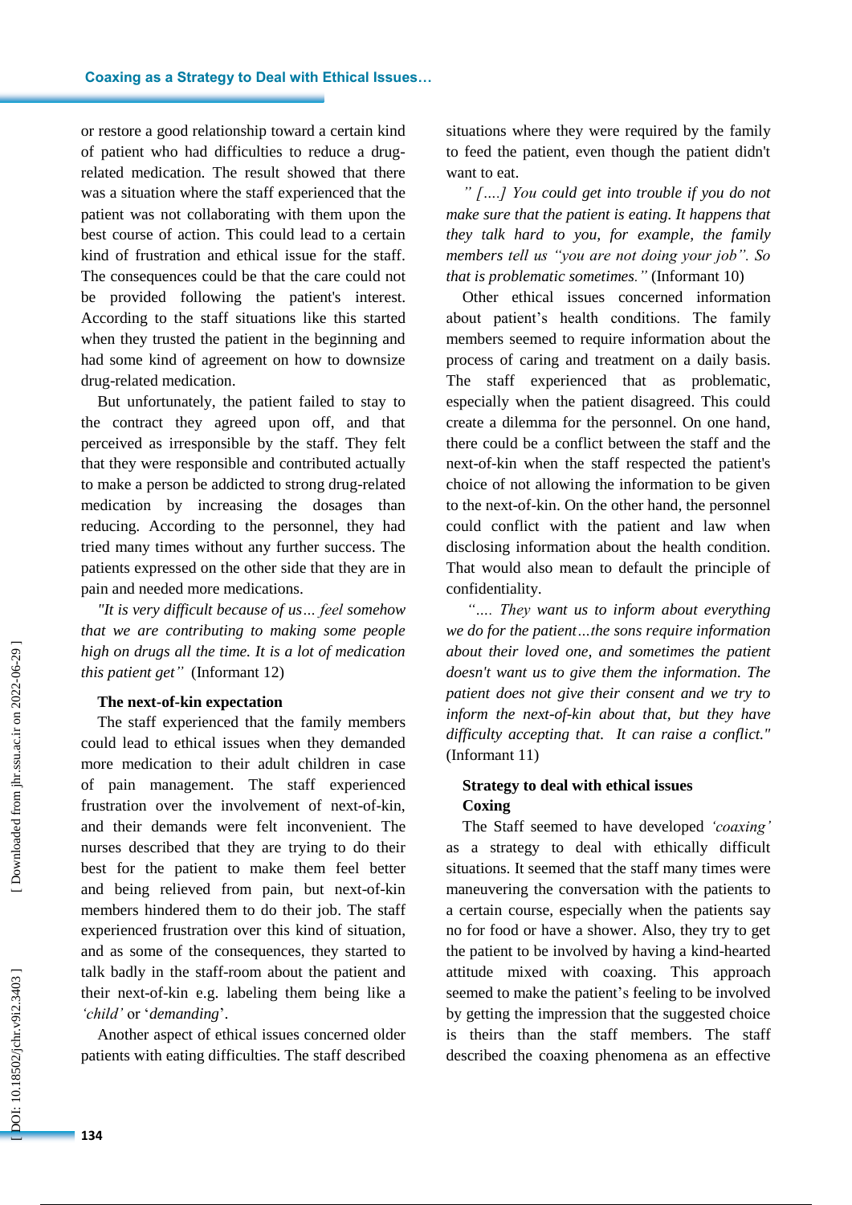or restore a good relationship toward a certain kind of patient who had difficulties to reduce a drug-related medication. The result showed that there was a situation where the staff experienced that the patient was not collaborating with them upon the best course of action. This could lead to a certain kind of frustration and ethical issue for the staff. The consequences could be that the care could not be provided following the patient's interest. According to the staff situations like this started when they trusted the patient in the beginning and had some kind of agreement on how to downsize drug-related medication.

But unfortunately, the patient failed to stay to the contract they agreed upon off, and that perceived as irresponsible by the staff. They felt that they were responsible and contributed actually to make a person be addicted to strong drug-related medication by increasing the dosages than reducing. According to the personnel, they had tried many times without any further success. The patients expressed on the other side that they are in pain and needed more medications.

*"It is very difficult because of us… feel somehow that we are contributing to making some people high on drugs all the time. It is a lot of medication this patient get"* (Informant 12)

**The next-of-kin expectation**

The staff experienced that the family members could lead to ethical issues when they demanded more medication to their adult children in case of pain management. The staff experienced frustration over the involvement of next-of-kin, and their demands were felt inconvenient. The nurses described that they are trying to do their best for the patient to make them feel better and being relieved from pain, but next-of-kin members hindered them to do their job. The staff experienced frustration over this kind of situation, and as some of the consequences, they started to talk badly in the staff-room about the patient and their next-of-kin e.g. labeling them being like a *'child'* or '*demanding*'.

Another aspect of ethical issues concerned older patients with eating difficulties. The staff described situations where they were required by the family to feed the patient, even though the patient didn't want to eat.

*" […] You could get into trouble if you do not make sure that the patient is eating. It happens that they talk hard to you, for example, the family members tell us "you are not doing your job". So that is problematic sometimes."* (Informant 10)

Other ethical issues concerned information about patient's health conditions. The family members seemed to require information about the process of caring and treatment on a daily basis. The staff experienced that as problematic, especially when the patient disagreed. This could create a dilemma for the personnel. On one hand, there could be a conflict between the staff and the next-of-kin when the staff respected the patient's choice of not allowing the information to be given to the next-of-kin. On the other hand, the personnel could conflict with the patient and law when disclosing information about the health condition. That would also mean to default the principle of confidentiality.

*"…. They want us to inform about everything we do for the patient…the sons require information about their loved one, and sometimes the patient doesn't want us to give them the information. The patient does not give their consent and we try to inform the next-of-kin about that, but they have difficulty accepting that. It can raise a conflict."* (Informant 11)

**Strategy to deal with ethical issues**

**Coxing**

The Staff seemed to have developed *'coaxing'* as a strategy to deal with ethically difficult situations. It seemed that the staff many times were maneuvering the conversation with the patients to a certain course, especially when the patients say no for food or have a shower. Also, they try to get the patient to be involved by having a kind-hearted attitude mixed with coaxing. This approach seemed to make the patient's feeling to be involved by getting the impression that the suggested choice is theirs than the staff members. The staff described the coaxing phenomena as an effective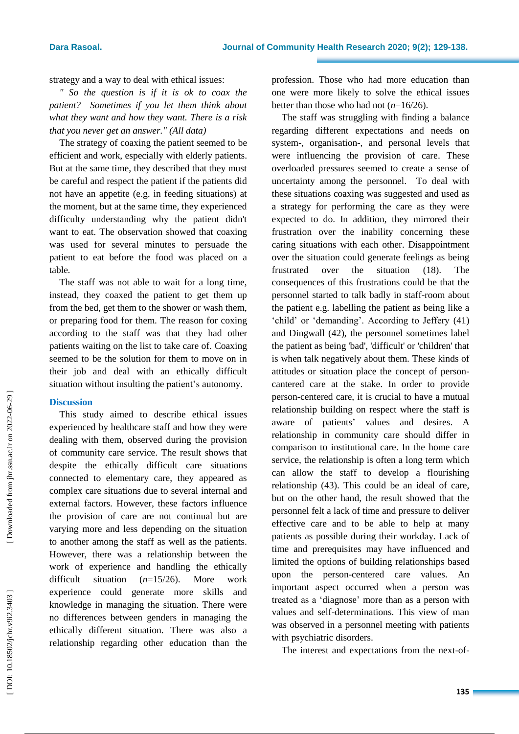strategy and a way to deal with ethical issues:

*" So the question is if it is ok to coax the patient? Sometimes if you let them think about what they want and how they want. There is a risk that you never get an answer." (All data)*

The strategy of coaxing the patient seemed to be efficient and work, especially with elderly patients. But at the same time, they described that they must be careful and respect the patient if the patients did not have an appetite (e.g. in feeding situations) at the moment, but at the same time, they experienced difficulty understanding why the patient didn't want to eat. The observation showed that coaxing was used for several minutes to persuade the patient to eat before the food was placed on a table.

The staff was not able to wait for a long time, instead, they coaxed the patient to get them up from the bed, get them to the shower or wash them, or preparing food for them. The reason for coxing according to the staff was that they had other patients waiting on the list to take care of. Coaxing seemed to be the solution for them to move on in their job and deal with an ethically difficult situation without insulting the patient's autonomy.

## Discussion

This study aimed to describe ethical issues experienced by healthcare staff and how they were dealing with them, observed during the provision of community care service. The result shows that despite the ethically difficult care situations connected to elementary care, they appeared as complex care situations due to several internal and external factors. However, these factors influence the provision of care are not continual but are varying more and less depending on the situation to another among the staff as well as the patients. However, there was a relationship between the work of experience and handling the ethically difficult situation (*n*=15/26). More work experience could generate more skills and knowledge in managing the situation. There were no differences between genders in managing the ethically different situation. There was also a relationship regarding other education than the profession. Those who had more education than one were more likely to solve the ethical issues better than those who had not (*n*=16/26).

The staff was struggling with finding a balance regarding different expectations and needs on system-, organisation-, and personal levels that were influencing the provision of care. These overloaded pressures seemed to create a sense of uncertainty among the personnel. To deal with these situations coaxing was suggested and used as a strategy for performing the care as they were expected to do. In addition, they mirrored their frustration over the inability concerning these caring situations with each other. Disappointment over the situation could generate feelings as being frustrated over the situation (18). The consequences of this frustrations could be that the personnel started to talk badly in staff-room about the patient e.g. labelling the patient as being like a 'child' or 'demanding'. According to Jeffery (41) and Dingwall (42), the personnel sometimes label the patient as being 'bad', 'difficult' or 'children' that is when talk negatively about them. These kinds of attitudes or situation place the concept of person-cantered care at the stake. In order to provide person-centered care, it is crucial to have a mutual relationship building on respect where the staff is aware of patients' values and desires. A relationship in community care should differ in comparison to institutional care. In the home care service, the relationship is often a long term which can allow the staff to develop a flourishing relationship (43). This could be an ideal of care, but on the other hand, the result showed that the personnel felt a lack of time and pressure to deliver effective care and to be able to help as many patients as possible during their workday. Lack of time and prerequisites may have influenced and limited the options of building relationships based upon the person-centered care values. An important aspect occurred when a person was treated as a 'diagnose' more than as a person with values and self-determinations. This view of man was observed in a personnel meeting with patients with psychiatric disorders.

The interest and expectations from the next-of-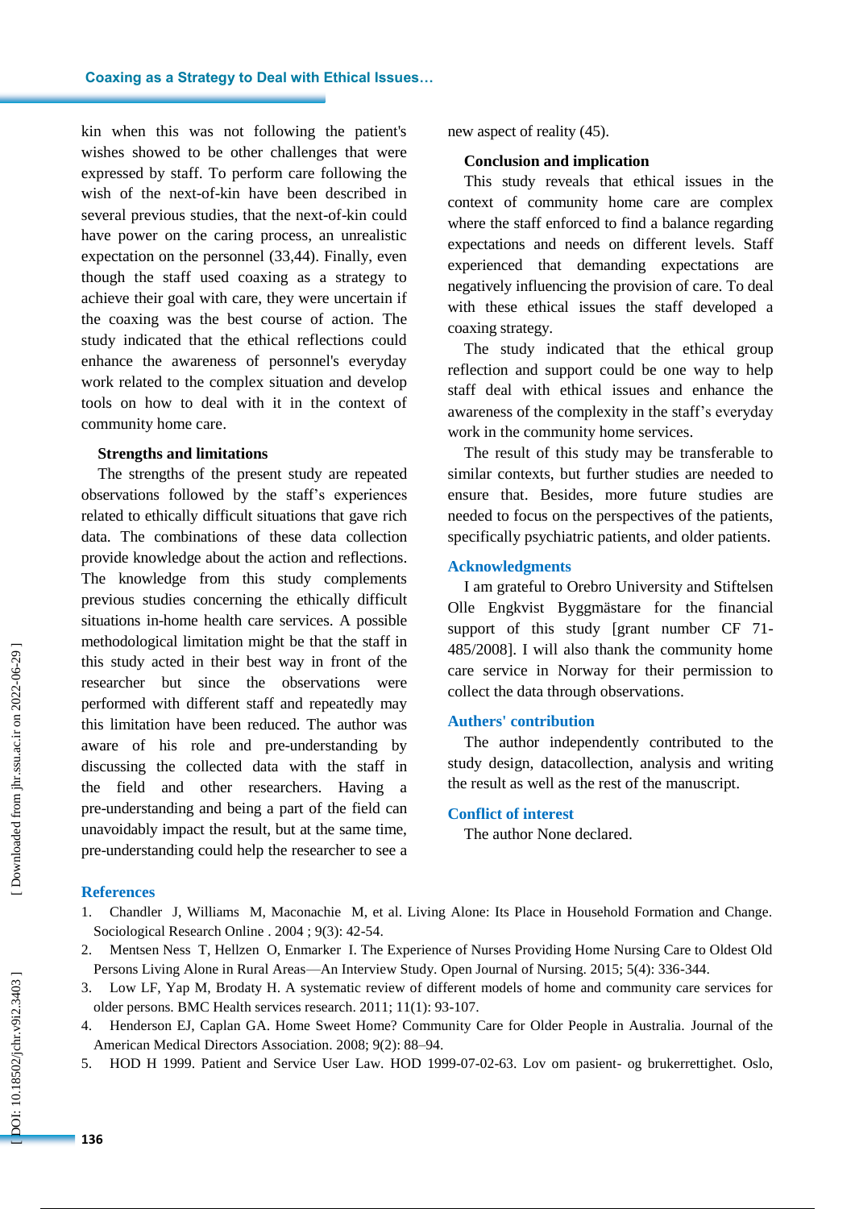kin when this was not following the patient's wishes showed to be other challenges that were expressed by staff. To perform care following the wish of the next-of-kin have been described in several previous studies, that the next-of-kin could have power on the caring process, an unrealistic expectation on the personnel (33,44). Finally, even though the staff used coaxing as a strategy to achieve their goal with care, they were uncertain if the coaxing was the best course of action. The study indicated that the ethical reflections could enhance the awareness of personnel's everyday work related to the complex situation and develop tools on how to deal with it in the context of community home care.

### Strengths and limitations

The strengths of the present study are repeated observations followed by the staff's experiences related to ethically difficult situations that gave rich data. The combinations of these data collection provide knowledge about the action and reflections. The knowledge from this study complements previous studies concerning the ethically difficult situations in-home health care services. A possible methodological limitation might be that the staff in this study acted in their best way in front of the researcher but since the observations were performed with different staff and repeatedly may this limitation have been reduced. The author was aware of his role and pre-understanding by discussing the collected data with the staff in the field and other researchers. Having a pre-understanding and being a part of the field can unavoidably impact the result, but at the same time, pre-understanding could help the researcher to see a new aspect of reality (45).

### Conclusion and implication

This study reveals that ethical issues in the context of community home care are complex where the staff enforced to find a balance regarding expectations and needs on different levels. Staff experienced that demanding expectations are negatively influencing the provision of care. To deal with these ethical issues the staff developed a coaxing strategy.

The study indicated that the ethical group reflection and support could be one way to help staff deal with ethical issues and enhance the awareness of the complexity in the staff's everyday work in the community home services.

The result of this study may be transferable to similar contexts, but further studies are needed to ensure that. Besides, more future studies are needed to focus on the perspectives of the patients, specifically psychiatric patients, and older patients.

## Acknowledgments

I am grateful to Orebro University and Stiftelsen Olle Engkvist Byggmästare for the financial support of this study [grant number CF 71-485/2008]. I will also thank the community home care service in Norway for their permission to collect the data through observations.

## Authers' contribution

The author independently contributed to the study design, datacollection, analysis and writing the result as well as the rest of the manuscript.

## Conflict of interest

The author None declared.

## References

1. Chandler J, Williams M, Maconachie M, et al. Living Alone: Its Place in Household Formation and Change. Sociological Research Online . 2004 ; 9(3): 42-54.
2. Mentsen Ness T, Hellzen O, Enmarker I. The Experience of Nurses Providing Home Nursing Care to Oldest Old Persons Living Alone in Rural Areas—An Interview Study. Open Journal of Nursing. 2015; 5(4): 336-344.
3. Low LF, Yap M, Brodaty H. A systematic review of different models of home and community care services for older persons. BMC Health services research. 2011; 11(1): 93-107.
4. Henderson EJ, Caplan GA. Home Sweet Home? Community Care for Older People in Australia. Journal of the American Medical Directors Association. 2008; 9(2): 88–94.
5. HOD H 1999. Patient and Service User Law. HOD 1999-07-02-63. Lov om pasient- og brukerrettighet. Oslo,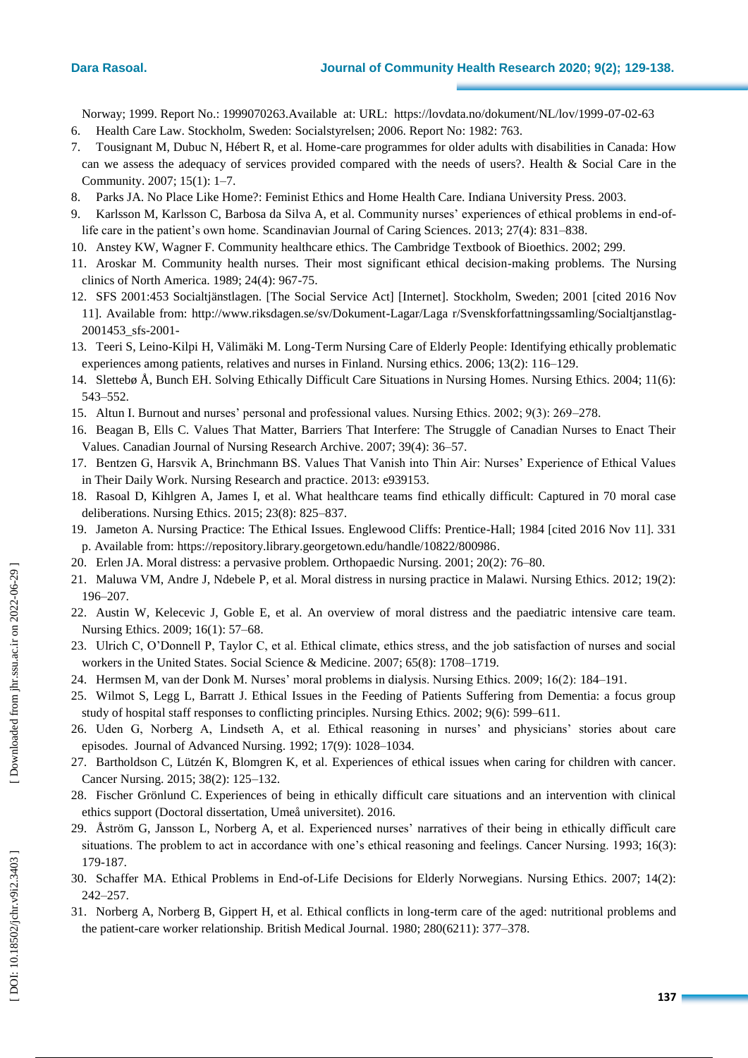Norway; 1999. Report No.: 1999070263.Available at: URL: https://lovdata.no/dokument/NL/lov/1999-07-02-63

6. Health Care Law. Stockholm, Sweden: Socialstyrelsen; 2006. Report No: 1982: 763.
7. Tousignant M, Dubuc N, Hébert R, et al. Home-care programmes for older adults with disabilities in Canada: How can we assess the adequacy of services provided compared with the needs of users?. Health & Social Care in the Community. 2007; 15(1): 1–7.
8. Parks JA. No Place Like Home?: Feminist Ethics and Home Health Care. Indiana University Press. 2003.
9. Karlsson M, Karlsson C, Barbosa da Silva A, et al. Community nurses' experiences of ethical problems in end-of-life care in the patient's own home. Scandinavian Journal of Caring Sciences. 2013; 27(4): 831–838.
10. Anstey KW, Wagner F. Community healthcare ethics. The Cambridge Textbook of Bioethics. 2002; 299.
11. Aroskar M. Community health nurses. Their most significant ethical decision-making problems. The Nursing clinics of North America. 1989; 24(4): 967-75.
12. SFS 2001:453 Socialtjänstlagen. [The Social Service Act] [Internet]. Stockholm, Sweden; 2001 [cited 2016 Nov 11]. Available from: http://www.riksdagen.se/sv/Dokument-Lagar/Laga r/Svenskforfattningssamling/Socialtjanstlag-2001453_sfs-2001-
13. Teeri S, Leino-Kilpi H, Välimäki M. Long-Term Nursing Care of Elderly People: Identifying ethically problematic experiences among patients, relatives and nurses in Finland. Nursing ethics. 2006; 13(2): 116–129.
14. Slettebø Å, Bunch EH. Solving Ethically Difficult Care Situations in Nursing Homes. Nursing Ethics. 2004; 11(6): 543–552.
15. Altun I. Burnout and nurses' personal and professional values. Nursing Ethics. 2002; 9(3): 269–278.
16. Beagan B, Ells C. Values That Matter, Barriers That Interfere: The Struggle of Canadian Nurses to Enact Their Values. Canadian Journal of Nursing Research Archive. 2007; 39(4): 36–57.
17. Bentzen G, Harsvik A, Brinchmann BS. Values That Vanish into Thin Air: Nurses' Experience of Ethical Values in Their Daily Work. Nursing Research and practice. 2013: e939153.
18. Rasoal D, Kihlgren A, James I, et al. What healthcare teams find ethically difficult: Captured in 70 moral case deliberations. Nursing Ethics. 2015; 23(8): 825–837.
19. Jameton A. Nursing Practice: The Ethical Issues. Englewood Cliffs: Prentice-Hall; 1984 [cited 2016 Nov 11]. 331 p. Available from: https://repository.library.georgetown.edu/handle/10822/800986.
20. Erlen JA. Moral distress: a pervasive problem. Orthopaedic Nursing. 2001; 20(2): 76–80.
21. Maluwa VM, Andre J, Ndebele P, et al. Moral distress in nursing practice in Malawi. Nursing Ethics. 2012; 19(2): 196–207.
22. Austin W, Kelecevic J, Goble E, et al. An overview of moral distress and the paediatric intensive care team. Nursing Ethics. 2009; 16(1): 57–68.
23. Ulrich C, O'Donnell P, Taylor C, et al. Ethical climate, ethics stress, and the job satisfaction of nurses and social workers in the United States. Social Science & Medicine. 2007; 65(8): 1708–1719.
24. Hermsen M, van der Donk M. Nurses' moral problems in dialysis. Nursing Ethics. 2009; 16(2): 184–191.
25. Wilmot S, Legg L, Barratt J. Ethical Issues in the Feeding of Patients Suffering from Dementia: a focus group study of hospital staff responses to conflicting principles. Nursing Ethics. 2002; 9(6): 599–611.
26. Uden G, Norberg A, Lindseth A, et al. Ethical reasoning in nurses' and physicians' stories about care episodes. Journal of Advanced Nursing. 1992; 17(9): 1028–1034.
27. Bartholdson C, Lützén K, Blomgren K, et al. Experiences of ethical issues when caring for children with cancer. Cancer Nursing. 2015; 38(2): 125–132.
28. Fischer Grönlund C. Experiences of being in ethically difficult care situations and an intervention with clinical ethics support (Doctoral dissertation, Umeå universitet). 2016.
29. Åström G, Jansson L, Norberg A, et al. Experienced nurses' narratives of their being in ethically difficult care situations. The problem to act in accordance with one's ethical reasoning and feelings. Cancer Nursing. 1993; 16(3): 179-187.
30. Schaffer MA. Ethical Problems in End-of-Life Decisions for Elderly Norwegians. Nursing Ethics. 2007; 14(2): 242–257.
31. Norberg A, Norberg B, Gippert H, et al. Ethical conflicts in long-term care of the aged: nutritional problems and the patient-care worker relationship. British Medical Journal. 1980; 280(6211): 377–378.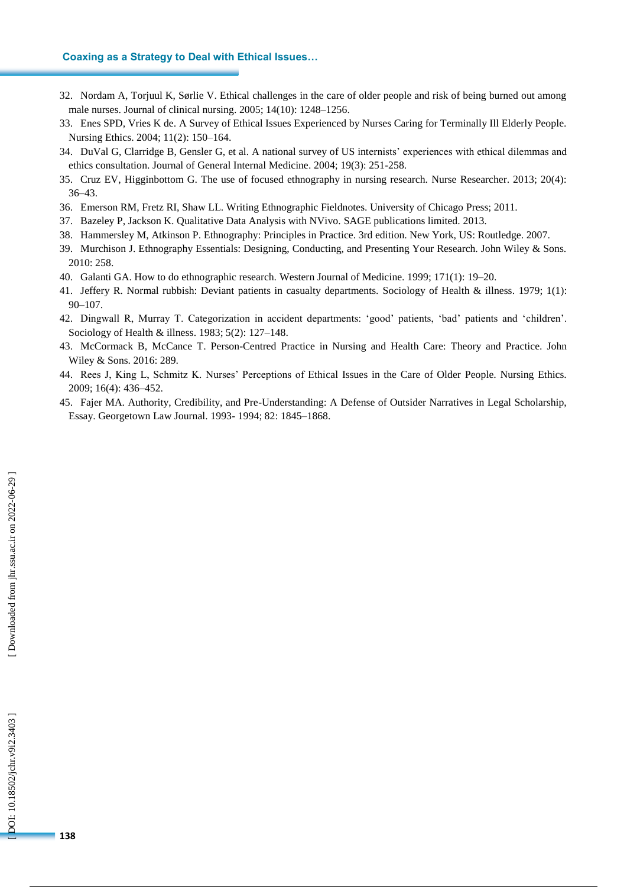32. Nordam A, Torjuul K, Sørlie V. Ethical challenges in the care of older people and risk of being burned out among male nurses. Journal of clinical nursing. 2005; 14(10): 1248–1256.
33. Enes SPD, Vries K de. A Survey of Ethical Issues Experienced by Nurses Caring for Terminally Ill Elderly People. Nursing Ethics. 2004; 11(2): 150–164.
34. DuVal G, Clarridge B, Gensler G, et al. A national survey of US internists' experiences with ethical dilemmas and ethics consultation. Journal of General Internal Medicine. 2004; 19(3): 251-258.
35. Cruz EV, Higginbottom G. The use of focused ethnography in nursing research. Nurse Researcher. 2013; 20(4): 36–43.
36. Emerson RM, Fretz RI, Shaw LL. Writing Ethnographic Fieldnotes. University of Chicago Press; 2011.
37. Bazeley P, Jackson K. Qualitative Data Analysis with NVivo. SAGE publications limited. 2013.
38. Hammersley M, Atkinson P. Ethnography: Principles in Practice. 3rd edition. New York, US: Routledge. 2007.
39. Murchison J. Ethnography Essentials: Designing, Conducting, and Presenting Your Research. John Wiley & Sons. 2010: 258.
40. Galanti GA. How to do ethnographic research. Western Journal of Medicine. 1999; 171(1): 19–20.
41. Jeffery R. Normal rubbish: Deviant patients in casualty departments. Sociology of Health & illness. 1979; 1(1): 90–107.
42. Dingwall R, Murray T. Categorization in accident departments: 'good' patients, 'bad' patients and 'children'. Sociology of Health & illness. 1983; 5(2): 127–148.
43. McCormack B, McCance T. Person-Centred Practice in Nursing and Health Care: Theory and Practice. John Wiley & Sons. 2016: 289.
44. Rees J, King L, Schmitz K. Nurses' Perceptions of Ethical Issues in the Care of Older People. Nursing Ethics. 2009; 16(4): 436–452.
45. Fajer MA. Authority, Credibility, and Pre-Understanding: A Defense of Outsider Narratives in Legal Scholarship, Essay. Georgetown Law Journal. 1993- 1994; 82: 1845–1868.